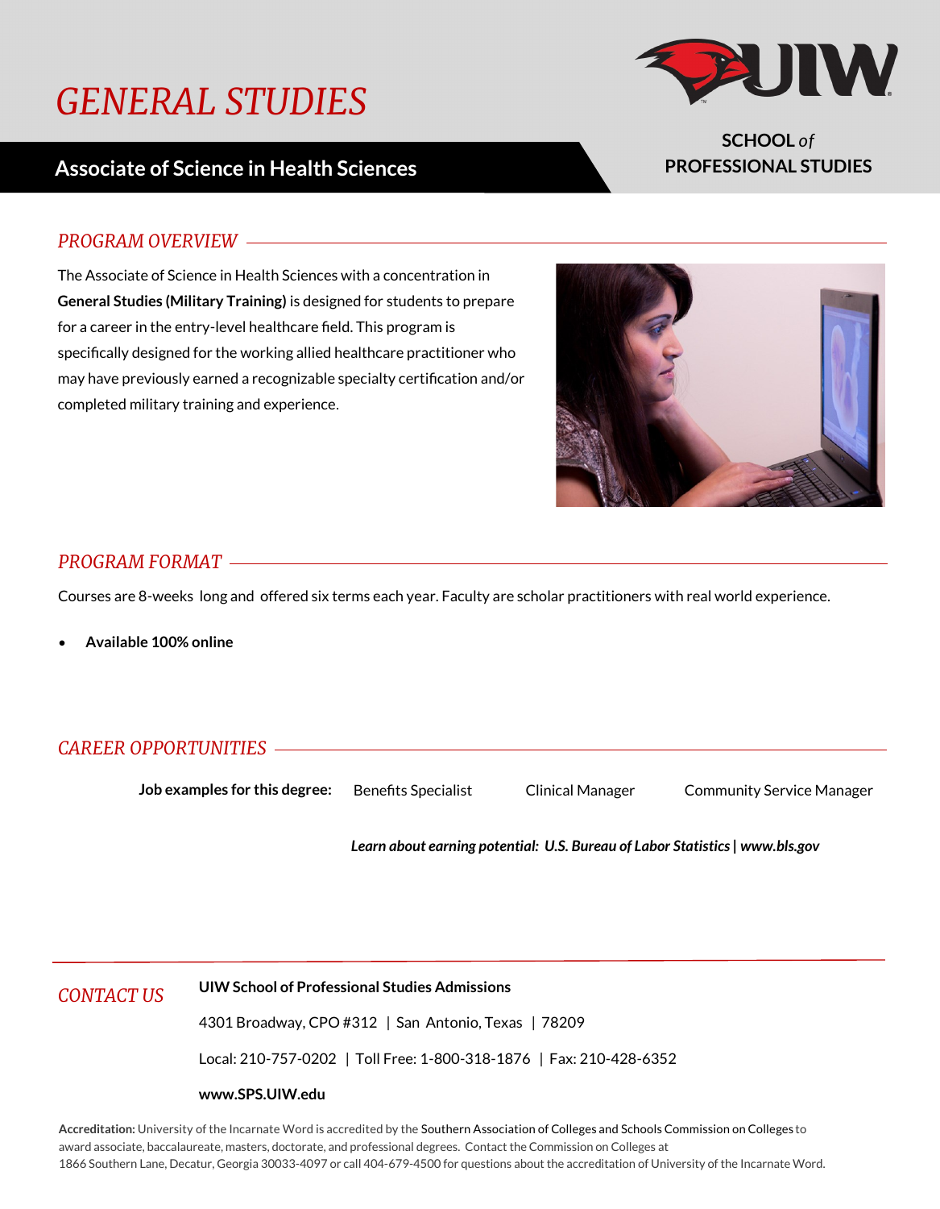# GENERAL STUDIES

## Associate of Science in Health Sciences

**SCHOOL** *of*
**PROFESSIONAL STUDIES**

### *PROGRAM OVERVIEW*

The Associate of Science in Health Sciences with a concentration in **General Studies (Military Training)** is designed for students to prepare for a career in the entry-level healthcare field. This program is specifically designed for the working allied healthcare practitioner who may have previously earned a recognizable specialty certification and/or completed military training and experience.

### *PROGRAM FORMAT*

Courses are 8-weeks long and offered six terms each year. Faculty are scholar practitioners with real world experience.

- **Available 100% online**

### *CAREER OPPORTUNITIES*

**Job examples for this degree:** Benefits Specialist | Clinical Manager | Community Service Manager

***Learn about earning potential: U.S. Bureau of Labor Statistics | www.bls.gov***

### *CONTACT US*

**UIW School of Professional Studies Admissions**

4301 Broadway, CPO #312 | San Antonio, Texas | 78209

Local: 210-757-0202 | Toll Free: 1-800-318-1876 | Fax: 210-428-6352

**www.SPS.UIW.edu**

**Accreditation:** University of the Incarnate Word is accredited by the Southern Association of Colleges and Schools Commission on Colleges to award associate, baccalaureate, masters, doctorate, and professional degrees. Contact the Commission on Colleges at 1866 Southern Lane, Decatur, Georgia 30033-4097 or call 404-679-4500 for questions about the accreditation of University of the Incarnate Word.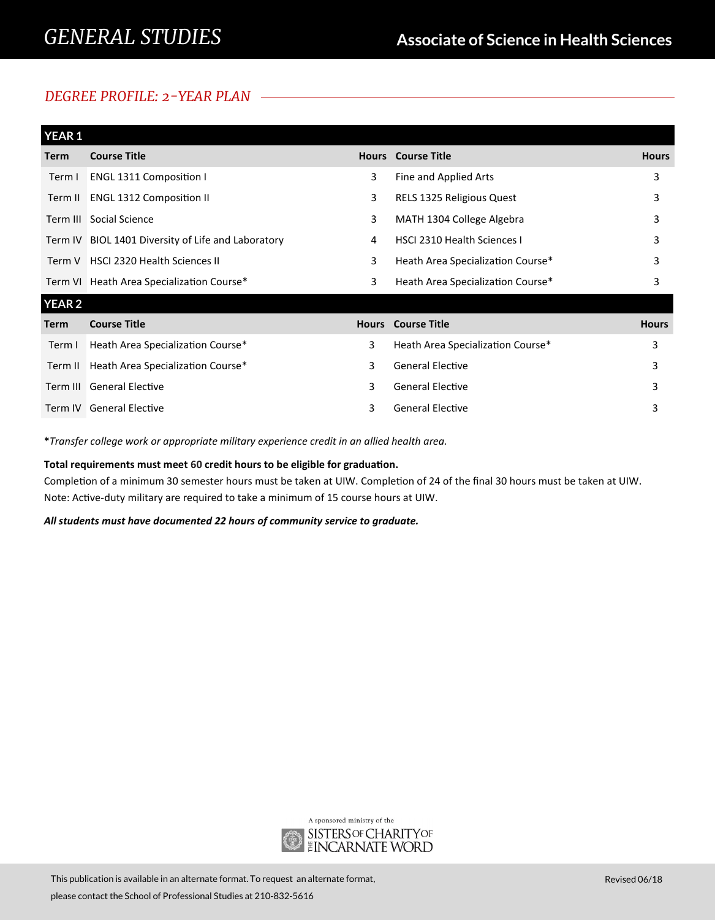# GENERAL STUDIES

## Associate of Science in Health Sciences

### DEGREE PROFILE: 2-YEAR PLAN

| YEAR 1 | | | | |
|---|---|---|---|---|
| **Term** | **Course Title** | **Hours** | **Course Title** | **Hours** |
| Term I | ENGL 1311 Composition I | 3 | Fine and Applied Arts | 3 |
| Term II | ENGL 1312 Composition II | 3 | RELS 1325 Religious Quest | 3 |
| Term III | Social Science | 3 | MATH 1304 College Algebra | 3 |
| Term IV | BIOL 1401 Diversity of Life and Laboratory | 4 | HSCI 2310 Health Sciences I | 3 |
| Term V | HSCI 2320 Health Sciences II | 3 | Heath Area Specialization Course* | 3 |
| Term VI | Heath Area Specialization Course* | 3 | Heath Area Specialization Course* | 3 |

| YEAR 2 | | | | |
|---|---|---|---|---|
| **Term** | **Course Title** | **Hours** | **Course Title** | **Hours** |
| Term I | Heath Area Specialization Course* | 3 | Heath Area Specialization Course* | 3 |
| Term II | Heath Area Specialization Course* | 3 | General Elective | 3 |
| Term III | General Elective | 3 | General Elective | 3 |
| Term IV | General Elective | 3 | General Elective | 3 |

***Transfer college work or appropriate military experience credit in an allied health area.***

**Total requirements must meet 60 credit hours to be eligible for graduation.**

Completion of a minimum 30 semester hours must be taken at UIW. Completion of 24 of the final 30 hours must be taken at UIW.
Note: Active-duty military are required to take a minimum of 15 course hours at UIW.

***All students must have documented 22 hours of community service to graduate.***

A sponsored ministry of the SISTERS OF CHARITY OF THE INCARNATE WORD

This publication is available in an alternate format. To request an alternate format, please contact the School of Professional Studies at 210-832-5616

Revised 06/18